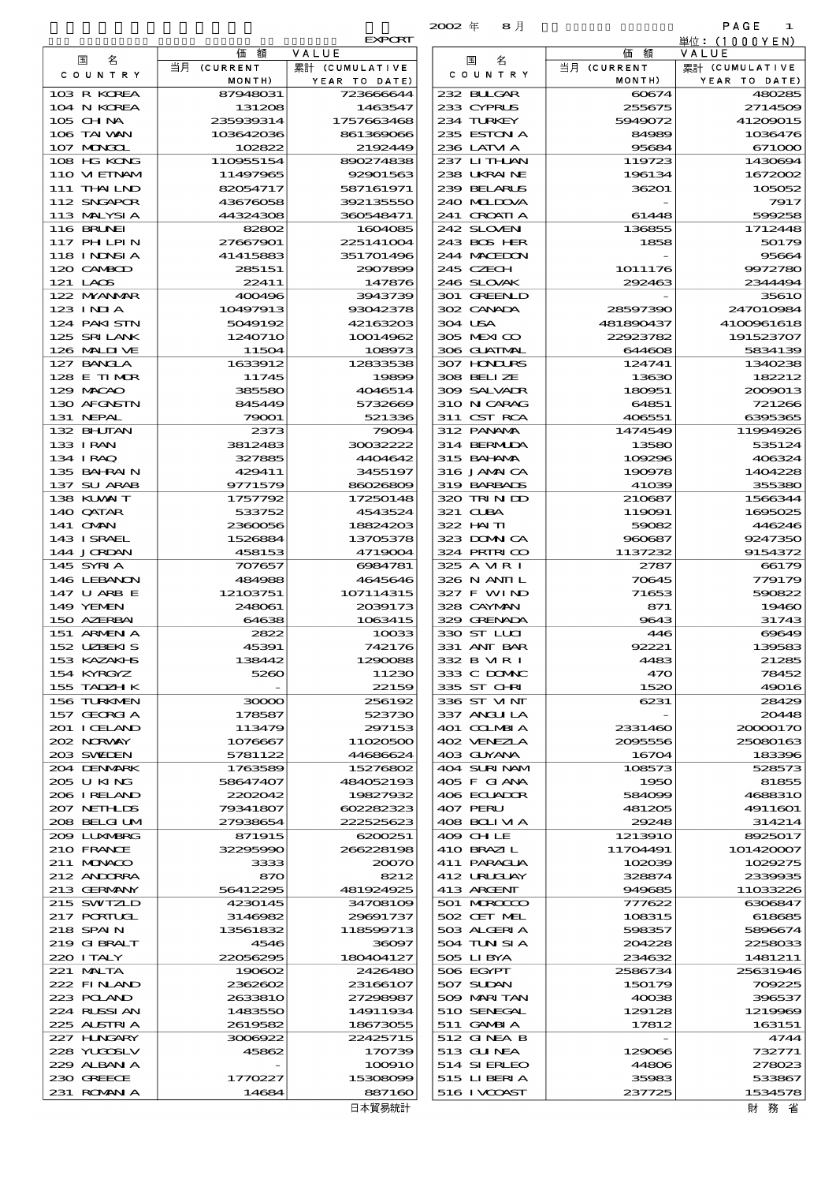EXPORT

2002 年 8 月

単位：(1000YEN)

| 国 名 COUNTRY | 価 額 VALUE 当月 (CURRENT MONTH) | 累計 (CUMULATIVE YEAR TO DATE) | 国 名 COUNTRY | 価 額 VALUE 当月 (CURRENT MONTH) | 累計 (CUMULATIVE YEAR TO DATE) |
|---|---|---|---|---|---|
| 103 R KOREA | 87948031 | 723666644 | 232 BULGAR | 60674 | 480285 |
| 104 N KOREA | 131208 | 1463547 | 233 CYPRUS | 255675 | 2714509 |
| 105 CHINA | 235939314 | 1757663468 | 234 TURKEY | 5949072 | 41209015 |
| 106 TAIWAN | 103642036 | 861369066 | 235 ESTONIA | 84989 | 1036476 |
| 107 MONGOL | 102822 | 2192449 | 236 LATVIA | 95684 | 671000 |
| 108 HG KONG | 110955154 | 890274838 | 237 LITHUAN | 119723 | 1430694 |
| 110 VIETNAM | 11497965 | 92901563 | 238 UKRAINE | 196134 | 1672002 |
| 111 THAILND | 82054717 | 587161971 | 239 BELARUS | 36201 | 105052 |
| 112 SNGAPOR | 43676058 | 392135550 | 240 MOLDOVA | - | 7917 |
| 113 MALYSIA | 44324308 | 360548471 | 241 CROATIA | 61448 | 599258 |
| 116 BRUNEI | 82802 | 1604085 | 242 SLOVEN | 136855 | 1712448 |
| 117 PHILPIN | 27667901 | 225141004 | 243 BOS HER | 1858 | 50179 |
| 118 INDNSIA | 41415883 | 351701496 | 244 MACEDON | - | 95664 |
| 120 CAMBOD | 285151 | 2907899 | 245 CZECH | 1011176 | 9972780 |
| 121 LAOS | 22411 | 147876 | 246 SLOVAK | 292463 | 2344494 |
| 122 MYANMAR | 400496 | 3943739 | 301 GREENLD | - | 35610 |
| 123 INDIA | 10497913 | 93042378 | 302 CANADA | 28597390 | 247010984 |
| 124 PAKISTN | 5049192 | 42163203 | 304 USA | 481890437 | 4100961618 |
| 125 SRI LANK | 1240710 | 10014962 | 305 MEXICO | 22923782 | 191523707 |
| 126 MALDIVE | 11504 | 108973 | 306 GUATMAL | 644608 | 5834139 |
| 127 BANGLA | 1633912 | 12833538 | 307 HONDURS | 124741 | 1340238 |
| 128 E TIMOR | 11745 | 19899 | 308 BELIZE | 13630 | 182212 |
| 129 MACAO | 385580 | 4046514 | 309 SALVADR | 180951 | 2009013 |
| 130 AFGNSTN | 845449 | 5732669 | 310 NICARAG | 64851 | 721266 |
| 131 NEPAL | 79001 | 521336 | 311 CST RCA | 406551 | 6395365 |
| 132 BHUTAN | 2373 | 79094 | 312 PANAMA | 1474549 | 11994926 |
| 133 IRAN | 3812483 | 30032222 | 314 BERMUDA | 13580 | 535124 |
| 134 IRAQ | 327885 | 4404642 | 315 BAHAMA | 109296 | 406324 |
| 135 BAHRAIN | 429411 | 3455197 | 316 JAMAICA | 190978 | 1404228 |
| 137 SU ARAB | 9771579 | 86026809 | 319 BARBADS | 41039 | 355380 |
| 138 KUWAIT | 1757792 | 17250148 | 320 TRINIDD | 210687 | 1566344 |
| 140 QATAR | 533752 | 4543524 | 321 CUBA | 119091 | 1695025 |
| 141 OMAN | 2360056 | 18824203 | 322 HAITI | 59082 | 446246 |
| 143 ISRAEL | 1526884 | 13705378 | 323 DOMINCA | 960687 | 9247350 |
| 144 JORDAN | 458153 | 4719004 | 324 PRTRICO | 1137232 | 9154372 |
| 145 SYRIA | 707657 | 6984781 | 325 A VIRI | 2787 | 66179 |
| 146 LEBANON | 484988 | 4645646 | 326 N ANTIL | 70645 | 779179 |
| 147 U ARB E | 12103751 | 107114315 | 327 F WIND | 71653 | 590822 |
| 149 YEMEN | 248061 | 2039173 | 328 CAYMAN | 871 | 19460 |
| 150 AZERBAI | 64638 | 1063415 | 329 GRENADA | 9643 | 31743 |
| 151 ARMENIA | 2822 | 10033 | 330 ST LUCI | 446 | 69649 |
| 152 UZBEKIS | 45391 | 742176 | 331 ANT BAR | 92221 | 139583 |
| 153 KAZAKHS | 138442 | 1290088 | 332 B VIRI | 4483 | 21285 |
| 154 KYRGYZ | 5260 | 11230 | 333 C DOMNC | 470 | 78452 |
| 155 TADZHIK | - | 22159 | 335 ST CHRI | 1520 | 49016 |
| 156 TURKMEN | 30000 | 256192 | 336 ST VINT | 6231 | 28429 |
| 157 GEORGIA | 178587 | 523730 | 337 ANGUILA | - | 20448 |
| 201 ICELAND | 113479 | 297153 | 401 COLMBIA | 2331460 | 20000170 |
| 202 NORWAY | 1076667 | 11020500 | 402 VENEZLA | 2095556 | 25080163 |
| 203 SWEDEN | 5781122 | 44686624 | 403 GUYANA | 16704 | 183396 |
| 204 DENMARK | 1763589 | 15276802 | 404 SURINAM | 108573 | 528573 |
| 205 U KING | 58647407 | 484052193 | 405 F GIANA | 1950 | 81855 |
| 206 IRELAND | 2202042 | 19827932 | 406 ECUADOR | 584099 | 4688310 |
| 207 NETHLDS | 79341807 | 602282323 | 407 PERU | 481205 | 4911601 |
| 208 BELGIUM | 27938654 | 222525623 | 408 BOLIVIA | 29248 | 314214 |
| 209 LUXMBRG | 871915 | 6200251 | 409 CHILE | 1213910 | 8925017 |
| 210 FRANCE | 32295990 | 266228198 | 410 BRAZIL | 11704491 | 101420007 |
| 211 MONACO | 3333 | 20070 | 411 PARAGUA | 102039 | 1029275 |
| 212 ANDORRA | 870 | 8212 | 412 URUGUAY | 328874 | 2339935 |
| 213 GERMANY | 56412295 | 481924925 | 413 ARGENT | 949685 | 11033226 |
| 215 SWITZLD | 4230145 | 34708109 | 501 MOROCCO | 777622 | 6306847 |
| 217 PORTUGL | 3146982 | 29691737 | 502 CET MEL | 108315 | 618685 |
| 218 SPAIN | 13561832 | 118599713 | 503 ALGERIA | 598357 | 5896674 |
| 219 GIBRALT | 4546 | 36097 | 504 TUNISIA | 204228 | 2258033 |
| 220 ITALY | 22056295 | 180404127 | 505 LIBYA | 234632 | 1481211 |
| 221 MALTA | 190602 | 2426480 | 506 EGYPT | 2586734 | 25631946 |
| 222 FINLAND | 2362602 | 23166107 | 507 SUDAN | 150179 | 709225 |
| 223 POLAND | 2633810 | 27298987 | 509 MARITAN | 40038 | 396537 |
| 224 RUSSIAN | 1483550 | 14911934 | 510 SENEGAL | 129128 | 1219969 |
| 225 AUSTRIA | 2619582 | 18673055 | 511 GAMBIA | 17812 | 163151 |
| 227 HUNGARY | 3006922 | 22425715 | 512 GINEA B | - | 4744 |
| 228 YUGOSLV | 45862 | 170739 | 513 GUINEA | 129066 | 732771 |
| 229 ALBANIA | - | 100910 | 514 SIERLEO | 44806 | 278023 |
| 230 GREECE | 1770227 | 15308099 | 515 LIBERIA | 35983 | 533867 |
| 231 ROMANIA | 14684 | 887160 | 516 IVCOAST | 237725 | 1534578 |

日本貿易統計

財 務 省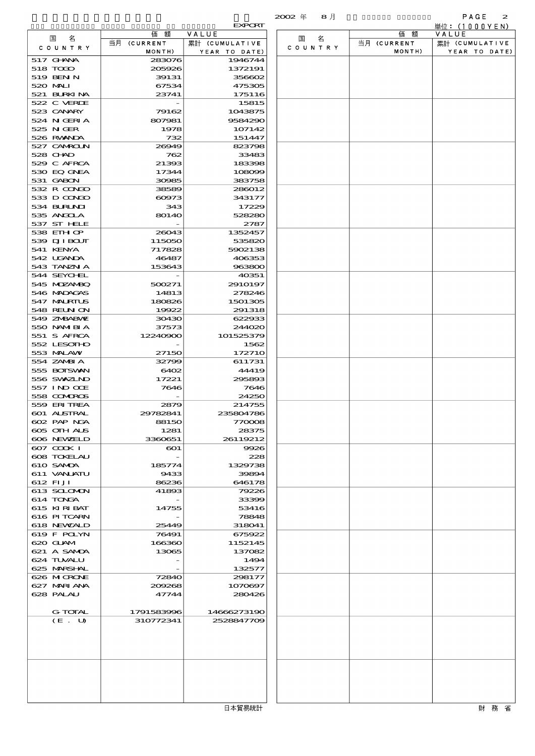EXPORT

2002 年 8 月

単位：(1000YEN)

| 国 名 COUNTRY | 価 額 VALUE 当月 (CURRENT MONTH) | 累計 (CUMULATIVE YEAR TO DATE) |
|---|---|---|
| 517 GHANA | 283076 | 1946744 |
| 518 TOGO | 205926 | 1372191 |
| 519 BENIN | 39131 | 356602 |
| 520 MALI | 67534 | 475305 |
| 521 BURKINA | 23741 | 175116 |
| 522 C VERDE | - | 15815 |
| 523 CANARY | 79162 | 1043875 |
| 524 NIGERIA | 807981 | 9584290 |
| 525 NIGER | 1978 | 107142 |
| 526 RWANDA | 732 | 151447 |
| 527 CAMROUN | 26949 | 823798 |
| 528 CHAD | 762 | 33483 |
| 529 C AFRCA | 21393 | 183398 |
| 530 EQ GNEA | 17344 | 108099 |
| 531 GABON | 30985 | 383758 |
| 532 R CONGO | 38589 | 286012 |
| 533 D CONGO | 60973 | 343177 |
| 534 BURUNDI | 343 | 17229 |
| 535 ANGOLA | 80140 | 528280 |
| 537 ST HELE | - | 2787 |
| 538 ETHIOP | 26043 | 1352457 |
| 539 DJIBOUT | 115050 | 535820 |
| 541 KENYA | 717828 | 5902138 |
| 542 UGANDA | 46487 | 406353 |
| 543 TANZNIA | 153643 | 963800 |
| 544 SEYCHEL | - | 40351 |
| 545 MOZAMBQ | 500271 | 2910197 |
| 546 MADAGAS | 14813 | 278246 |
| 547 MAURTUS | 180826 | 1501305 |
| 548 REUNION | 19922 | 291318 |
| 549 ZMBABWE | 30430 | 622933 |
| 550 NAMIBIA | 37573 | 244020 |
| 551 S AFRCA | 12240900 | 101525379 |
| 552 LESOTHO | - | 1562 |
| 553 MALAWI | 27150 | 172710 |
| 554 ZAMBIA | 32799 | 611731 |
| 555 BOTSWAN | 6402 | 44419 |
| 556 SWAZLND | 17221 | 295893 |
| 557 IND OCE | 7646 | 7646 |
| 558 COMOROS | - | 24250 |
| 559 ERITREA | 2879 | 214755 |
| 601 AUSTRAL | 29782841 | 235804786 |
| 602 PAP NGA | 88150 | 770008 |
| 605 OTH AUS | 1281 | 28375 |
| 606 NEWZELD | 3360651 | 26119212 |
| 607 COOK I | 601 | 9926 |
| 608 TOKELAU | - | 228 |
| 610 SAMOA | 185774 | 1329738 |
| 611 VANUATU | 9433 | 39894 |
| 612 FIJI | 86236 | 646178 |
| 613 SOLOMON | 41893 | 79226 |
| 614 TONGA | - | 33399 |
| 615 KIRIBAT | 14755 | 53416 |
| 616 PITCARN | - | 78848 |
| 618 NEWCALD | 25449 | 318041 |
| 619 F POLYN | 76491 | 675922 |
| 620 GUAM | 166360 | 1152145 |
| 621 A SAMOA | 13065 | 137082 |
| 624 TUVALU | - | 1494 |
| 625 MARSHAL | - | 132577 |
| 626 MICRONE | 72840 | 298177 |
| 627 MARIANA | 209268 | 1070697 |
| 628 PALAU | 47744 | 280426 |
| G TOTAL | 1791583996 | 14666273190 |
| (E. U) | 310772341 | 2528847709 |

日本貿易統計

財 務 省